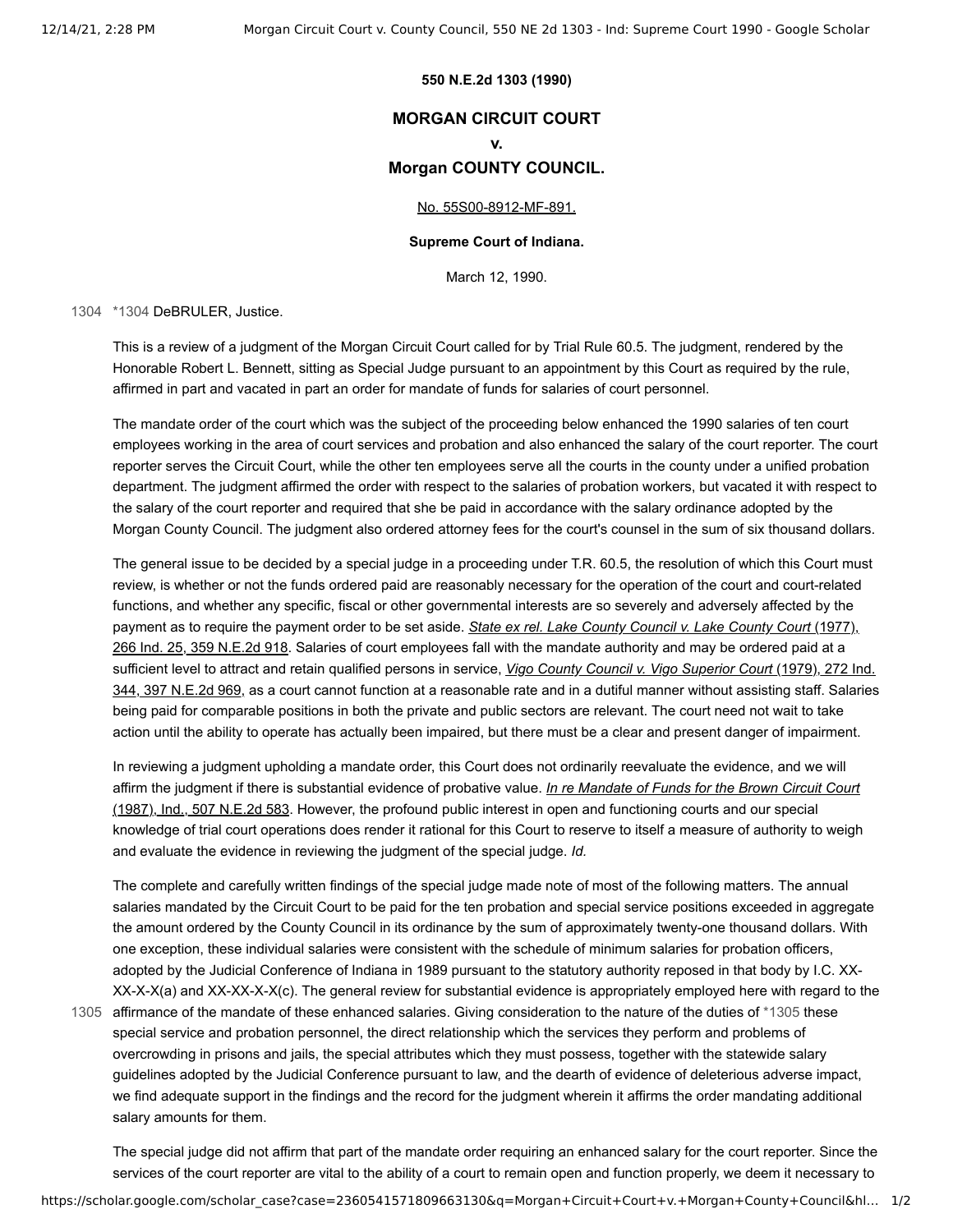**550 N.E.2d 1303 (1990)**

## MORGAN CIRCUIT COURT
## v.
## Morgan COUNTY COUNCIL.

No. 55S00-8912-MF-891.

**Supreme Court of Indiana.**

March 12, 1990.

*1304 DeBRULER, Justice.

This is a review of a judgment of the Morgan Circuit Court called for by Trial Rule 60.5. The judgment, rendered by the Honorable Robert L. Bennett, sitting as Special Judge pursuant to an appointment by this Court as required by the rule, affirmed in part and vacated in part an order for mandate of funds for salaries of court personnel.

The mandate order of the court which was the subject of the proceeding below enhanced the 1990 salaries of ten court employees working in the area of court services and probation and also enhanced the salary of the court reporter. The court reporter serves the Circuit Court, while the other ten employees serve all the courts in the county under a unified probation department. The judgment affirmed the order with respect to the salaries of probation workers, but vacated it with respect to the salary of the court reporter and required that she be paid in accordance with the salary ordinance adopted by the Morgan County Council. The judgment also ordered attorney fees for the court's counsel in the sum of six thousand dollars.

The general issue to be decided by a special judge in a proceeding under T.R. 60.5, the resolution of which this Court must review, is whether or not the funds ordered paid are reasonably necessary for the operation of the court and court-related functions, and whether any specific, fiscal or other governmental interests are so severely and adversely affected by the payment as to require the payment order to be set aside. *State ex rel. Lake County Council v. Lake County Court* (1977), 266 Ind. 25, 359 N.E.2d 918. Salaries of court employees fall with the mandate authority and may be ordered paid at a sufficient level to attract and retain qualified persons in service, *Vigo County Council v. Vigo Superior Court* (1979), 272 Ind. 344, 397 N.E.2d 969, as a court cannot function at a reasonable rate and in a dutiful manner without assisting staff. Salaries being paid for comparable positions in both the private and public sectors are relevant. The court need not wait to take action until the ability to operate has actually been impaired, but there must be a clear and present danger of impairment.

In reviewing a judgment upholding a mandate order, this Court does not ordinarily reevaluate the evidence, and we will affirm the judgment if there is substantial evidence of probative value. *In re Mandate of Funds for the Brown Circuit Court* (1987), Ind., 507 N.E.2d 583. However, the profound public interest in open and functioning courts and our special knowledge of trial court operations does render it rational for this Court to reserve to itself a measure of authority to weigh and evaluate the evidence in reviewing the judgment of the special judge. *Id.*

The complete and carefully written findings of the special judge made note of most of the following matters. The annual salaries mandated by the Circuit Court to be paid for the ten probation and special service positions exceeded in aggregate the amount ordered by the County Council in its ordinance by the sum of approximately twenty-one thousand dollars. With one exception, these individual salaries were consistent with the schedule of minimum salaries for probation officers, adopted by the Judicial Conference of Indiana in 1989 pursuant to the statutory authority reposed in that body by I.C. XX-XX-X-X(a) and XX-XX-X-X(c). The general review for substantial evidence is appropriately employed here with regard to the affirmance of the mandate of these enhanced salaries. Giving consideration to the nature of the duties of *1305 these special service and probation personnel, the direct relationship which the services they perform and problems of overcrowding in prisons and jails, the special attributes which they must possess, together with the statewide salary guidelines adopted by the Judicial Conference pursuant to law, and the dearth of evidence of deleterious adverse impact, we find adequate support in the findings and the record for the judgment wherein it affirms the order mandating additional salary amounts for them.

The special judge did not affirm that part of the mandate order requiring an enhanced salary for the court reporter. Since the services of the court reporter are vital to the ability of a court to remain open and function properly, we deem it necessary to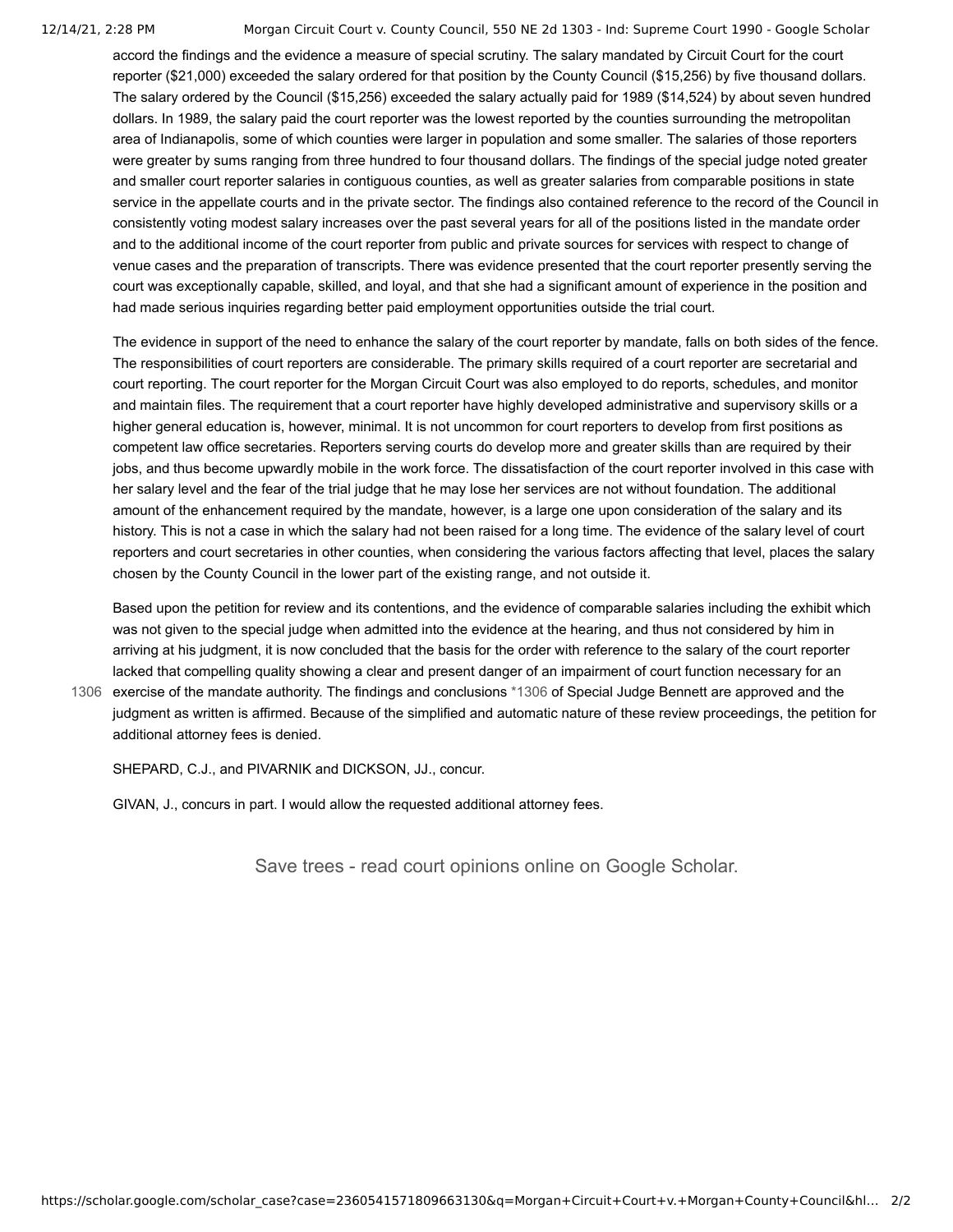accord the findings and the evidence a measure of special scrutiny. The salary mandated by Circuit Court for the court reporter ($21,000) exceeded the salary ordered for that position by the County Council ($15,256) by five thousand dollars. The salary ordered by the Council ($15,256) exceeded the salary actually paid for 1989 ($14,524) by about seven hundred dollars. In 1989, the salary paid the court reporter was the lowest reported by the counties surrounding the metropolitan area of Indianapolis, some of which counties were larger in population and some smaller. The salaries of those reporters were greater by sums ranging from three hundred to four thousand dollars. The findings of the special judge noted greater and smaller court reporter salaries in contiguous counties, as well as greater salaries from comparable positions in state service in the appellate courts and in the private sector. The findings also contained reference to the record of the Council in consistently voting modest salary increases over the past several years for all of the positions listed in the mandate order and to the additional income of the court reporter from public and private sources for services with respect to change of venue cases and the preparation of transcripts. There was evidence presented that the court reporter presently serving the court was exceptionally capable, skilled, and loyal, and that she had a significant amount of experience in the position and had made serious inquiries regarding better paid employment opportunities outside the trial court.

The evidence in support of the need to enhance the salary of the court reporter by mandate, falls on both sides of the fence. The responsibilities of court reporters are considerable. The primary skills required of a court reporter are secretarial and court reporting. The court reporter for the Morgan Circuit Court was also employed to do reports, schedules, and monitor and maintain files. The requirement that a court reporter have highly developed administrative and supervisory skills or a higher general education is, however, minimal. It is not uncommon for court reporters to develop from first positions as competent law office secretaries. Reporters serving courts do develop more and greater skills than are required by their jobs, and thus become upwardly mobile in the work force. The dissatisfaction of the court reporter involved in this case with her salary level and the fear of the trial judge that he may lose her services are not without foundation. The additional amount of the enhancement required by the mandate, however, is a large one upon consideration of the salary and its history. This is not a case in which the salary had not been raised for a long time. The evidence of the salary level of court reporters and court secretaries in other counties, when considering the various factors affecting that level, places the salary chosen by the County Council in the lower part of the existing range, and not outside it.

Based upon the petition for review and its contentions, and the evidence of comparable salaries including the exhibit which was not given to the special judge when admitted into the evidence at the hearing, and thus not considered by him in arriving at his judgment, it is now concluded that the basis for the order with reference to the salary of the court reporter lacked that compelling quality showing a clear and present danger of an impairment of court function necessary for an exercise of the mandate authority. The findings and conclusions *1306 of Special Judge Bennett are approved and the judgment as written is affirmed. Because of the simplified and automatic nature of these review proceedings, the petition for additional attorney fees is denied.

SHEPARD, C.J., and PIVARNIK and DICKSON, JJ., concur.

GIVAN, J., concurs in part. I would allow the requested additional attorney fees.